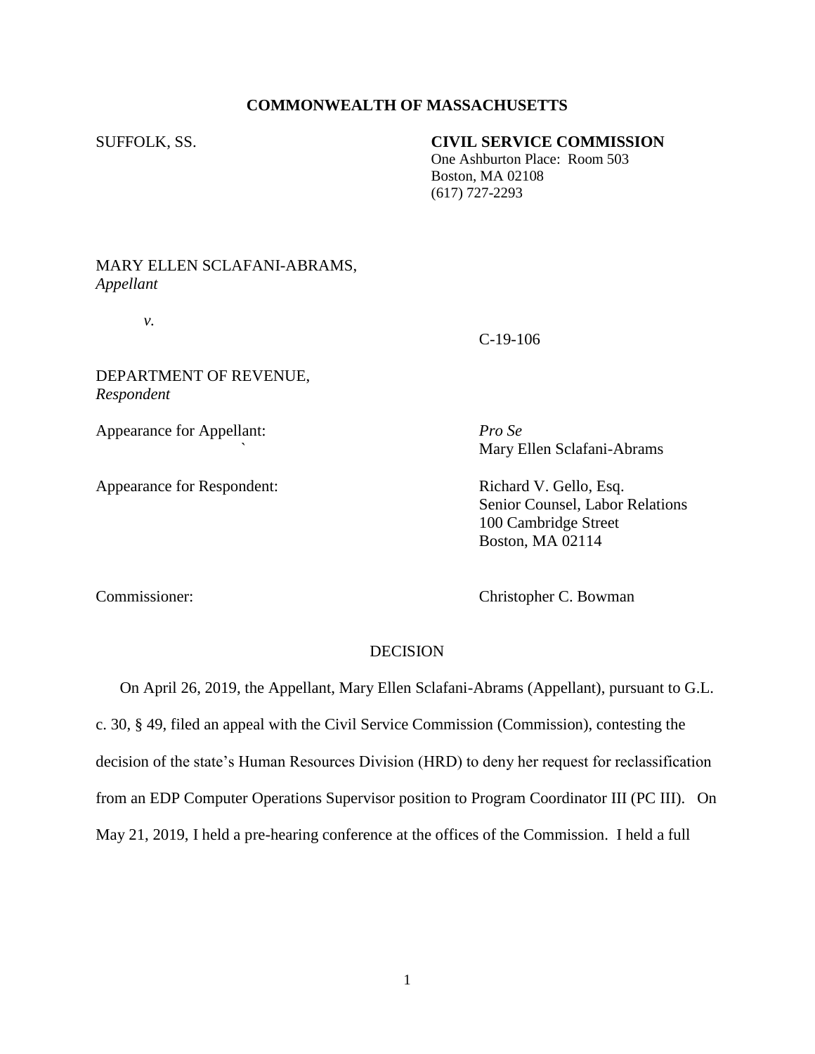**COMMONWEALTH OF MASSACHUSETTS**

SUFFOLK, SS.

**CIVIL SERVICE COMMISSION**
One Ashburton Place: Room 503
Boston, MA 02108
(617) 727-2293

MARY ELLEN SCLAFANI-ABRAMS,
*Appellant*

*v.*

C-19-106

DEPARTMENT OF REVENUE,
*Respondent*

Appearance for Appellant: *Pro Se*
Mary Ellen Sclafani-Abrams

Appearance for Respondent: Richard V. Gello, Esq.
Senior Counsel, Labor Relations
100 Cambridge Street
Boston, MA 02114

Commissioner: Christopher C. Bowman

DECISION

On April 26, 2019, the Appellant, Mary Ellen Sclafani-Abrams (Appellant), pursuant to G.L. c. 30, § 49, filed an appeal with the Civil Service Commission (Commission), contesting the decision of the state's Human Resources Division (HRD) to deny her request for reclassification from an EDP Computer Operations Supervisor position to Program Coordinator III (PC III). On May 21, 2019, I held a pre-hearing conference at the offices of the Commission. I held a full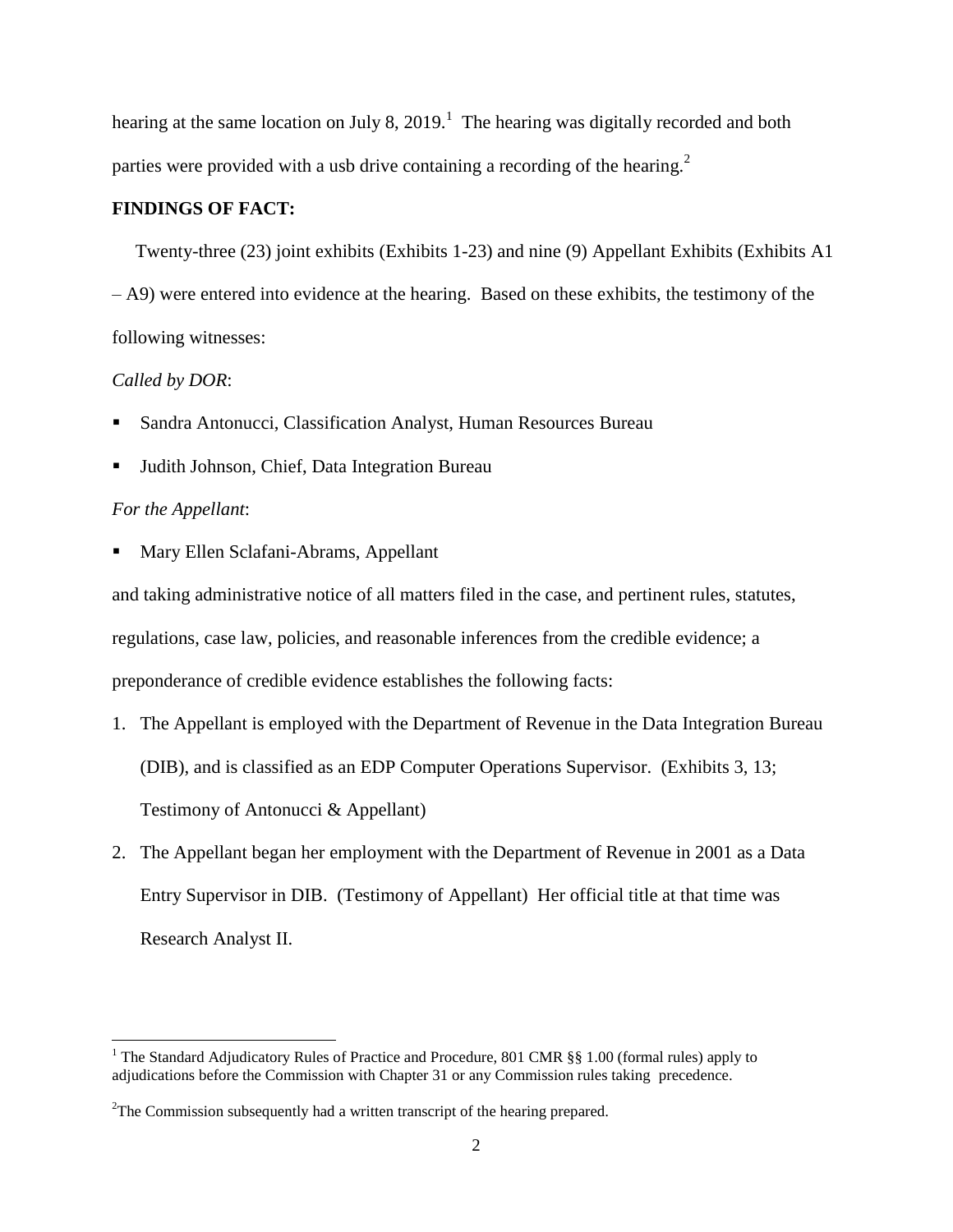hearing at the same location on July 8, 2019.[1] The hearing was digitally recorded and both parties were provided with a usb drive containing a recording of the hearing.[2]

**FINDINGS OF FACT:**

Twenty-three (23) joint exhibits (Exhibits 1-23) and nine (9) Appellant Exhibits (Exhibits A1 – A9) were entered into evidence at the hearing. Based on these exhibits, the testimony of the following witnesses:

*Called by DOR*:

- Sandra Antonucci, Classification Analyst, Human Resources Bureau
- Judith Johnson, Chief, Data Integration Bureau

*For the Appellant*:

- Mary Ellen Sclafani-Abrams, Appellant

and taking administrative notice of all matters filed in the case, and pertinent rules, statutes, regulations, case law, policies, and reasonable inferences from the credible evidence; a preponderance of credible evidence establishes the following facts:

1. The Appellant is employed with the Department of Revenue in the Data Integration Bureau (DIB), and is classified as an EDP Computer Operations Supervisor. (Exhibits 3, 13; Testimony of Antonucci & Appellant)
2. The Appellant began her employment with the Department of Revenue in 2001 as a Data Entry Supervisor in DIB. (Testimony of Appellant) Her official title at that time was Research Analyst II.

---

[1] The Standard Adjudicatory Rules of Practice and Procedure, 801 CMR §§ 1.00 (formal rules) apply to adjudications before the Commission with Chapter 31 or any Commission rules taking precedence.

[2] The Commission subsequently had a written transcript of the hearing prepared.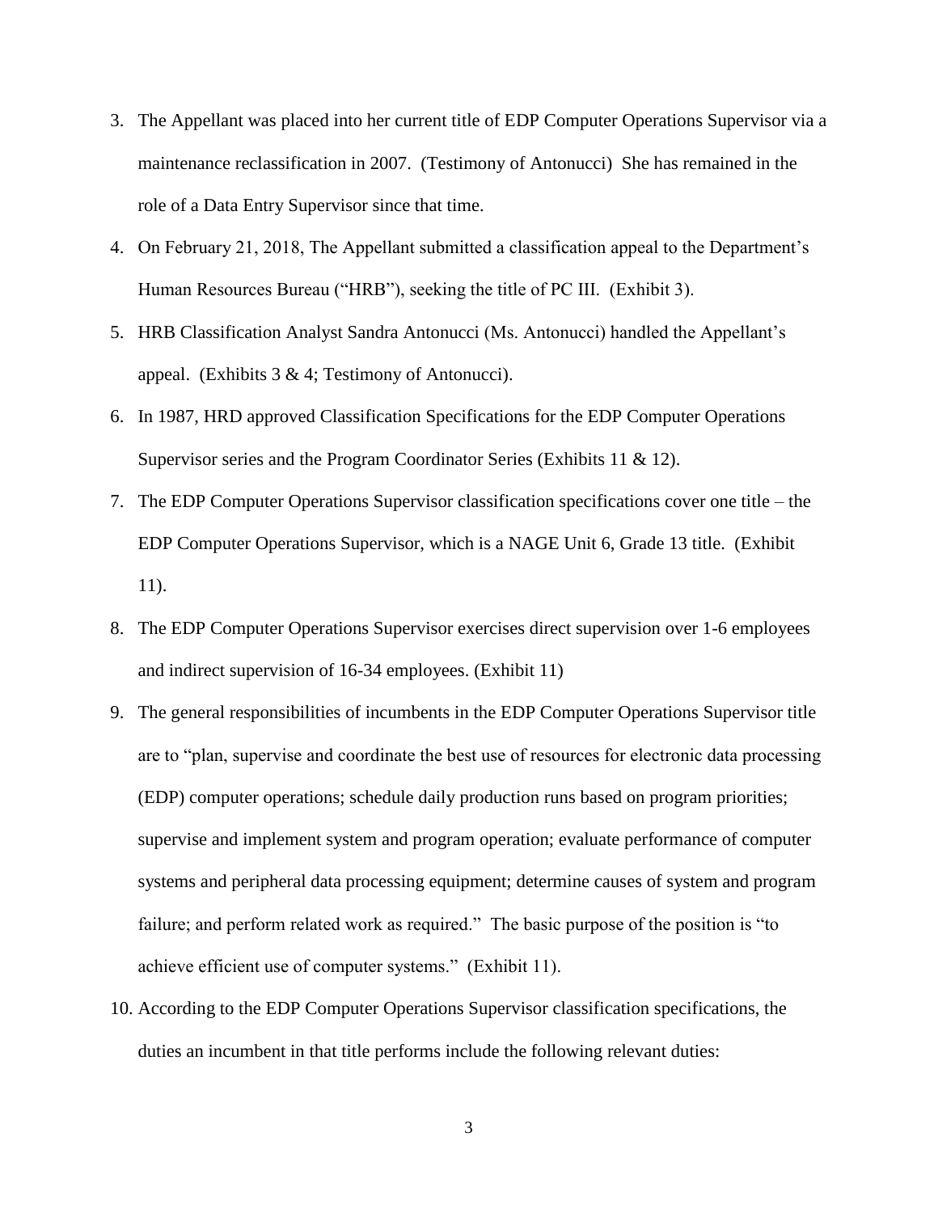3. The Appellant was placed into her current title of EDP Computer Operations Supervisor via a maintenance reclassification in 2007. (Testimony of Antonucci) She has remained in the role of a Data Entry Supervisor since that time.
4. On February 21, 2018, The Appellant submitted a classification appeal to the Department's Human Resources Bureau ("HRB"), seeking the title of PC III. (Exhibit 3).
5. HRB Classification Analyst Sandra Antonucci (Ms. Antonucci) handled the Appellant's appeal. (Exhibits 3 & 4; Testimony of Antonucci).
6. In 1987, HRD approved Classification Specifications for the EDP Computer Operations Supervisor series and the Program Coordinator Series (Exhibits 11 & 12).
7. The EDP Computer Operations Supervisor classification specifications cover one title – the EDP Computer Operations Supervisor, which is a NAGE Unit 6, Grade 13 title. (Exhibit 11).
8. The EDP Computer Operations Supervisor exercises direct supervision over 1-6 employees and indirect supervision of 16-34 employees. (Exhibit 11)
9. The general responsibilities of incumbents in the EDP Computer Operations Supervisor title are to "plan, supervise and coordinate the best use of resources for electronic data processing (EDP) computer operations; schedule daily production runs based on program priorities; supervise and implement system and program operation; evaluate performance of computer systems and peripheral data processing equipment; determine causes of system and program failure; and perform related work as required." The basic purpose of the position is "to achieve efficient use of computer systems." (Exhibit 11).
10. According to the EDP Computer Operations Supervisor classification specifications, the duties an incumbent in that title performs include the following relevant duties: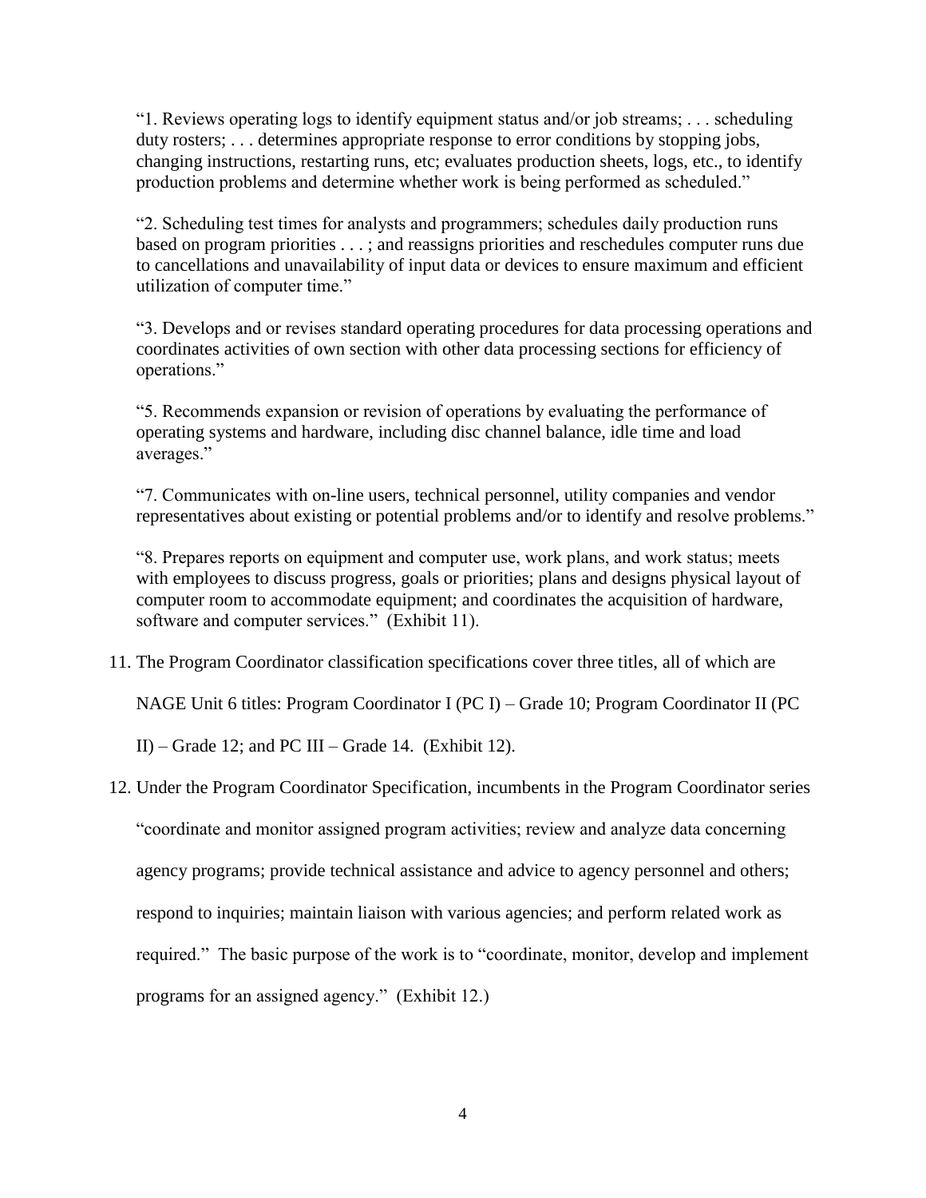"1. Reviews operating logs to identify equipment status and/or job streams; . . . scheduling duty rosters; . . . determines appropriate response to error conditions by stopping jobs, changing instructions, restarting runs, etc; evaluates production sheets, logs, etc., to identify production problems and determine whether work is being performed as scheduled."

"2. Scheduling test times for analysts and programmers; schedules daily production runs based on program priorities . . . ; and reassigns priorities and reschedules computer runs due to cancellations and unavailability of input data or devices to ensure maximum and efficient utilization of computer time."

"3. Develops and or revises standard operating procedures for data processing operations and coordinates activities of own section with other data processing sections for efficiency of operations."

"5. Recommends expansion or revision of operations by evaluating the performance of operating systems and hardware, including disc channel balance, idle time and load averages."

"7. Communicates with on-line users, technical personnel, utility companies and vendor representatives about existing or potential problems and/or to identify and resolve problems."

"8. Prepares reports on equipment and computer use, work plans, and work status; meets with employees to discuss progress, goals or priorities; plans and designs physical layout of computer room to accommodate equipment; and coordinates the acquisition of hardware, software and computer services." (Exhibit 11).

11. The Program Coordinator classification specifications cover three titles, all of which are NAGE Unit 6 titles: Program Coordinator I (PC I) – Grade 10; Program Coordinator II (PC II) – Grade 12; and PC III – Grade 14. (Exhibit 12).

12. Under the Program Coordinator Specification, incumbents in the Program Coordinator series "coordinate and monitor assigned program activities; review and analyze data concerning agency programs; provide technical assistance and advice to agency personnel and others; respond to inquiries; maintain liaison with various agencies; and perform related work as required." The basic purpose of the work is to "coordinate, monitor, develop and implement programs for an assigned agency." (Exhibit 12.)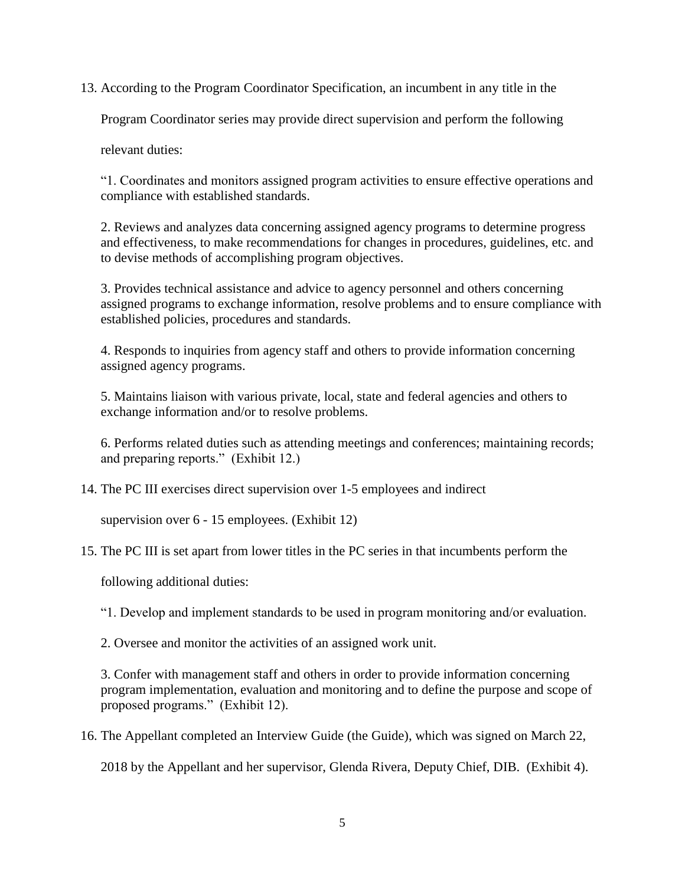13. According to the Program Coordinator Specification, an incumbent in any title in the Program Coordinator series may provide direct supervision and perform the following relevant duties:

    "1. Coordinates and monitors assigned program activities to ensure effective operations and compliance with established standards.

    2. Reviews and analyzes data concerning assigned agency programs to determine progress and effectiveness, to make recommendations for changes in procedures, guidelines, etc. and to devise methods of accomplishing program objectives.

    3. Provides technical assistance and advice to agency personnel and others concerning assigned programs to exchange information, resolve problems and to ensure compliance with established policies, procedures and standards.

    4. Responds to inquiries from agency staff and others to provide information concerning assigned agency programs.

    5. Maintains liaison with various private, local, state and federal agencies and others to exchange information and/or to resolve problems.

    6. Performs related duties such as attending meetings and conferences; maintaining records; and preparing reports." (Exhibit 12.)

14. The PC III exercises direct supervision over 1-5 employees and indirect supervision over 6 - 15 employees. (Exhibit 12)

15. The PC III is set apart from lower titles in the PC series in that incumbents perform the following additional duties:

    "1. Develop and implement standards to be used in program monitoring and/or evaluation.

    2. Oversee and monitor the activities of an assigned work unit.

    3. Confer with management staff and others in order to provide information concerning program implementation, evaluation and monitoring and to define the purpose and scope of proposed programs." (Exhibit 12).

16. The Appellant completed an Interview Guide (the Guide), which was signed on March 22, 2018 by the Appellant and her supervisor, Glenda Rivera, Deputy Chief, DIB. (Exhibit 4).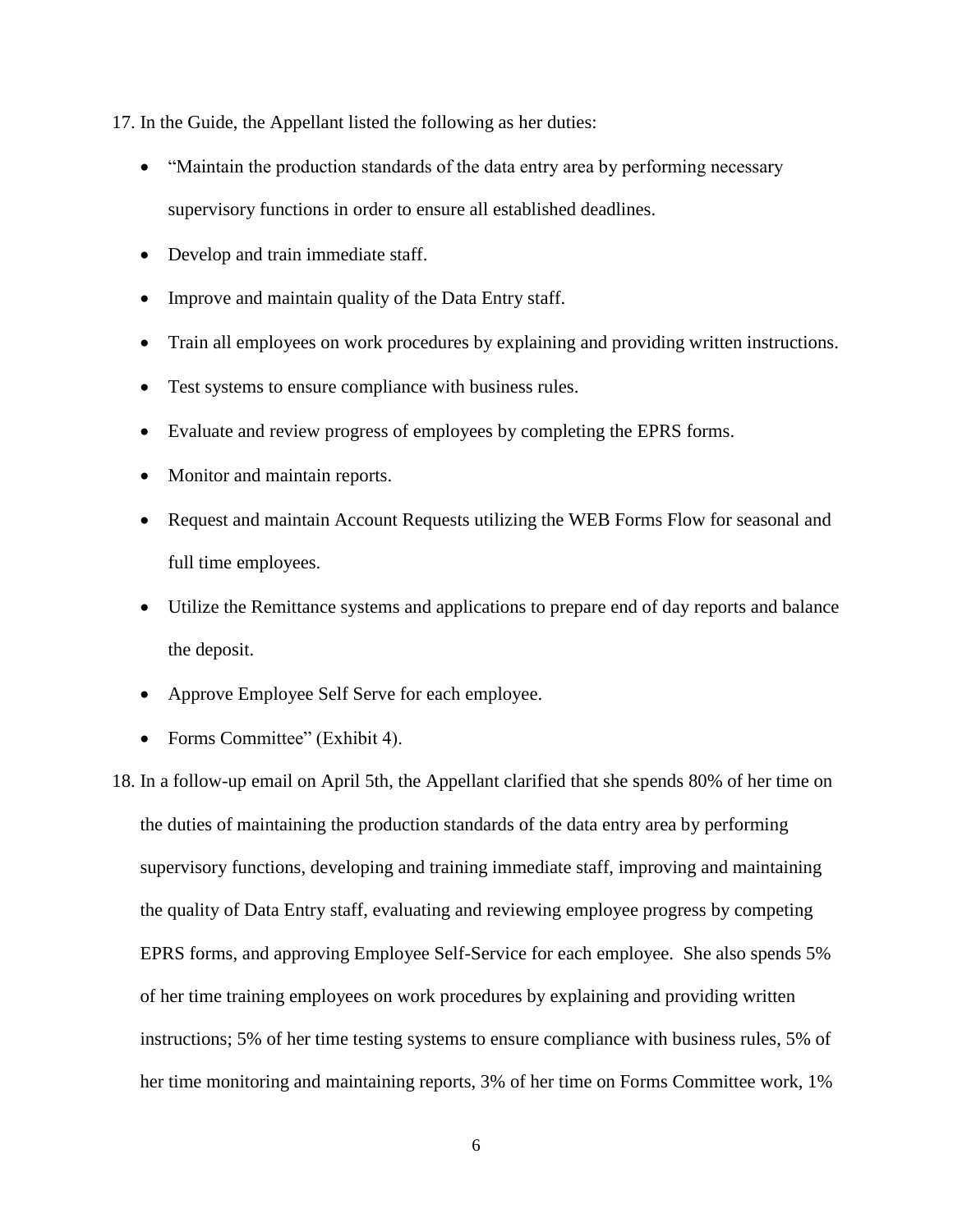17. In the Guide, the Appellant listed the following as her duties:

    - "Maintain the production standards of the data entry area by performing necessary supervisory functions in order to ensure all established deadlines.
    - Develop and train immediate staff.
    - Improve and maintain quality of the Data Entry staff.
    - Train all employees on work procedures by explaining and providing written instructions.
    - Test systems to ensure compliance with business rules.
    - Evaluate and review progress of employees by completing the EPRS forms.
    - Monitor and maintain reports.
    - Request and maintain Account Requests utilizing the WEB Forms Flow for seasonal and full time employees.
    - Utilize the Remittance systems and applications to prepare end of day reports and balance the deposit.
    - Approve Employee Self Serve for each employee.
    - Forms Committee" (Exhibit 4).

18. In a follow-up email on April 5th, the Appellant clarified that she spends 80% of her time on the duties of maintaining the production standards of the data entry area by performing supervisory functions, developing and training immediate staff, improving and maintaining the quality of Data Entry staff, evaluating and reviewing employee progress by competing EPRS forms, and approving Employee Self-Service for each employee. She also spends 5% of her time training employees on work procedures by explaining and providing written instructions; 5% of her time testing systems to ensure compliance with business rules, 5% of her time monitoring and maintaining reports, 3% of her time on Forms Committee work, 1%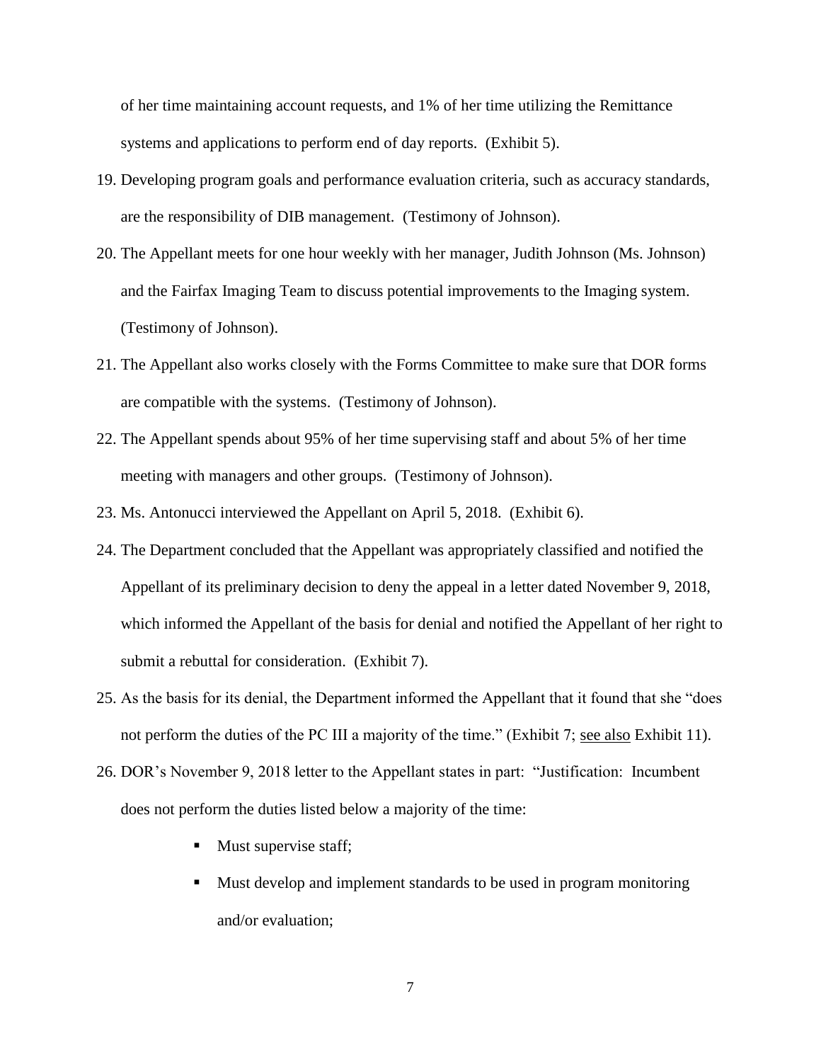of her time maintaining account requests, and 1% of her time utilizing the Remittance systems and applications to perform end of day reports. (Exhibit 5).

19. Developing program goals and performance evaluation criteria, such as accuracy standards, are the responsibility of DIB management. (Testimony of Johnson).
20. The Appellant meets for one hour weekly with her manager, Judith Johnson (Ms. Johnson) and the Fairfax Imaging Team to discuss potential improvements to the Imaging system. (Testimony of Johnson).
21. The Appellant also works closely with the Forms Committee to make sure that DOR forms are compatible with the systems. (Testimony of Johnson).
22. The Appellant spends about 95% of her time supervising staff and about 5% of her time meeting with managers and other groups. (Testimony of Johnson).
23. Ms. Antonucci interviewed the Appellant on April 5, 2018. (Exhibit 6).
24. The Department concluded that the Appellant was appropriately classified and notified the Appellant of its preliminary decision to deny the appeal in a letter dated November 9, 2018, which informed the Appellant of the basis for denial and notified the Appellant of her right to submit a rebuttal for consideration. (Exhibit 7).
25. As the basis for its denial, the Department informed the Appellant that it found that she "does not perform the duties of the PC III a majority of the time." (Exhibit 7; see also Exhibit 11).
26. DOR's November 9, 2018 letter to the Appellant states in part: "Justification: Incumbent does not perform the duties listed below a majority of the time:
    - Must supervise staff;
    - Must develop and implement standards to be used in program monitoring and/or evaluation;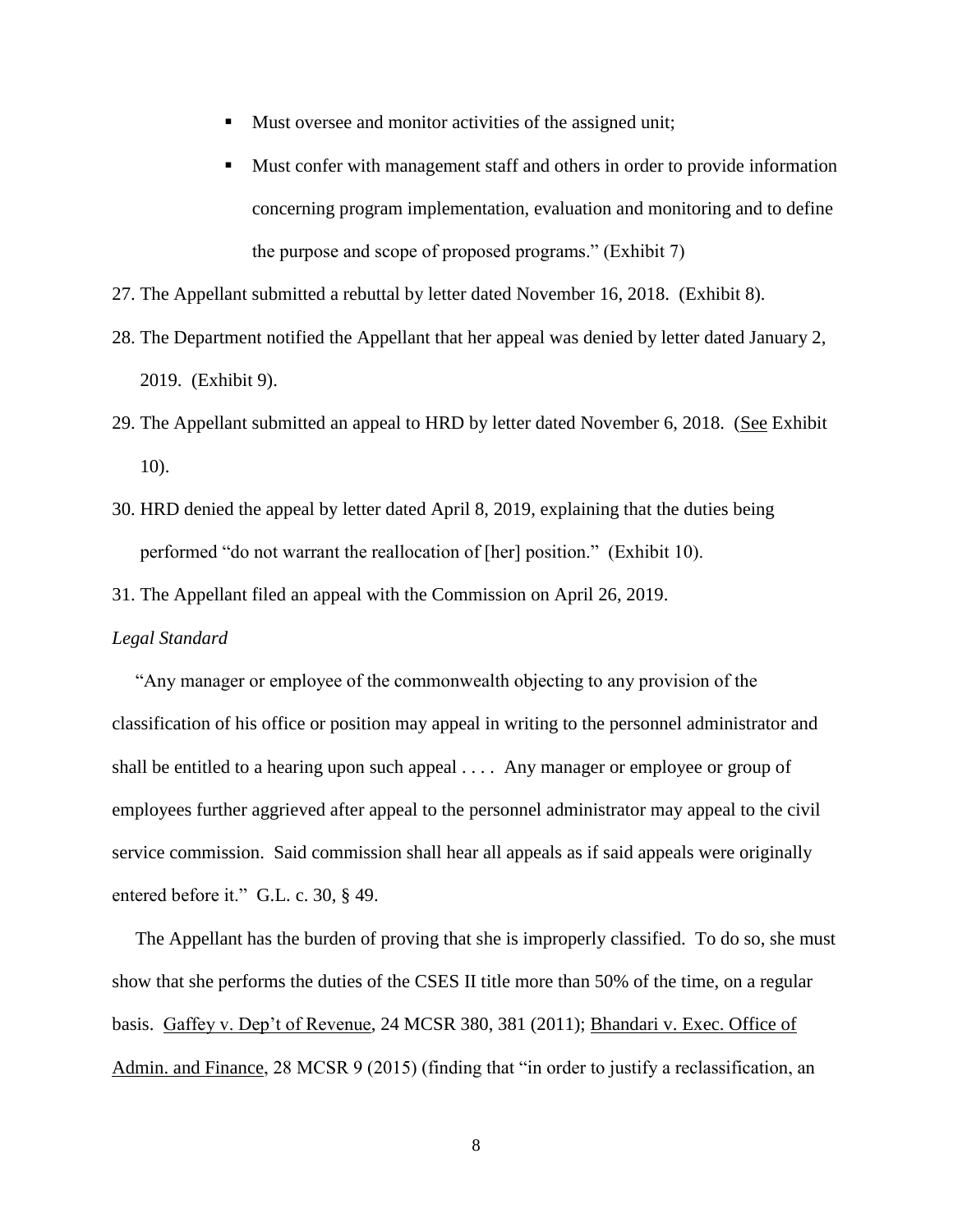- Must oversee and monitor activities of the assigned unit;
- Must confer with management staff and others in order to provide information concerning program implementation, evaluation and monitoring and to define the purpose and scope of proposed programs." (Exhibit 7)

27. The Appellant submitted a rebuttal by letter dated November 16, 2018. (Exhibit 8).
28. The Department notified the Appellant that her appeal was denied by letter dated January 2, 2019. (Exhibit 9).
29. The Appellant submitted an appeal to HRD by letter dated November 6, 2018. (See Exhibit 10).
30. HRD denied the appeal by letter dated April 8, 2019, explaining that the duties being performed "do not warrant the reallocation of [her] position." (Exhibit 10).
31. The Appellant filed an appeal with the Commission on April 26, 2019.

*Legal Standard*

"Any manager or employee of the commonwealth objecting to any provision of the classification of his office or position may appeal in writing to the personnel administrator and shall be entitled to a hearing upon such appeal . . . . Any manager or employee or group of employees further aggrieved after appeal to the personnel administrator may appeal to the civil service commission. Said commission shall hear all appeals as if said appeals were originally entered before it." G.L. c. 30, § 49.

The Appellant has the burden of proving that she is improperly classified. To do so, she must show that she performs the duties of the CSES II title more than 50% of the time, on a regular basis. Gaffey v. Dep't of Revenue, 24 MCSR 380, 381 (2011); Bhandari v. Exec. Office of Admin. and Finance, 28 MCSR 9 (2015) (finding that "in order to justify a reclassification, an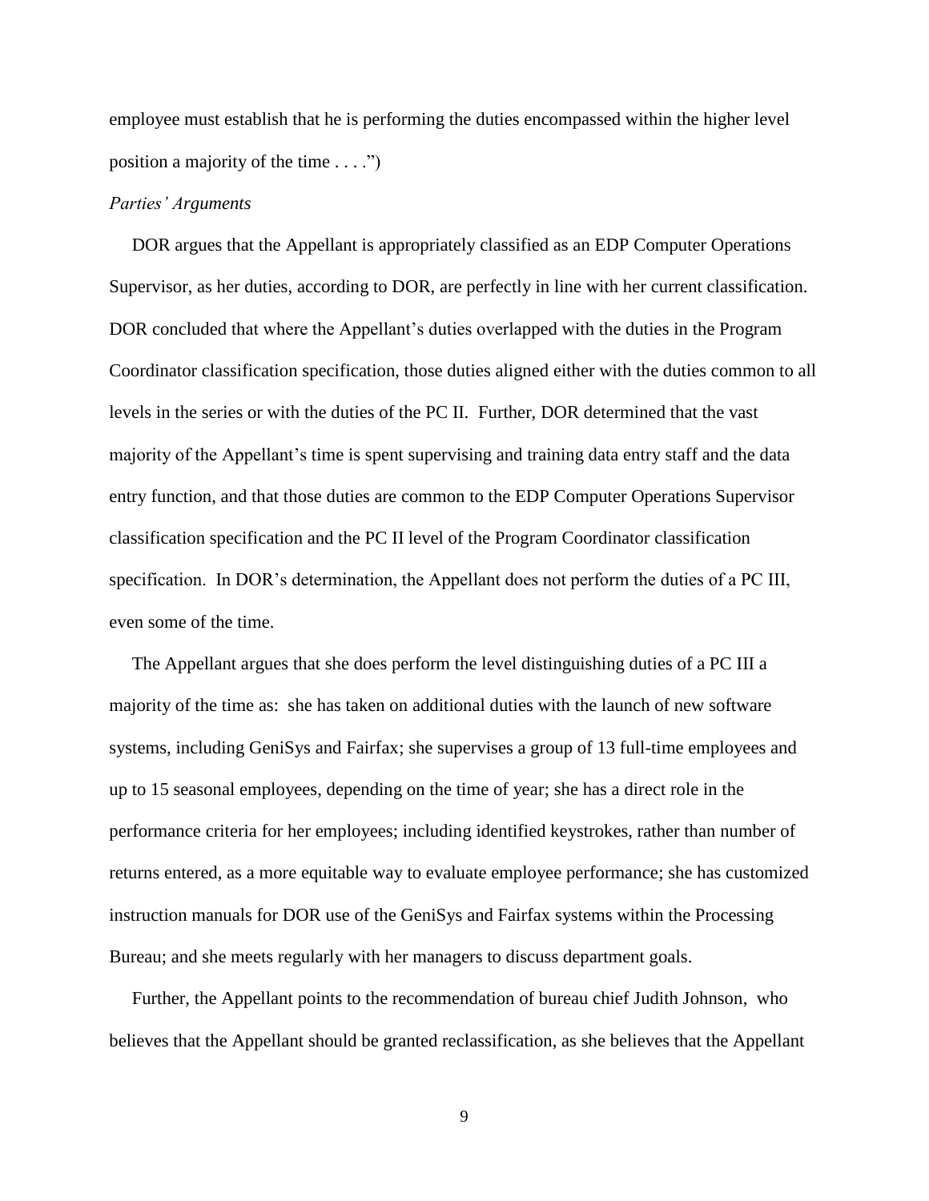employee must establish that he is performing the duties encompassed within the higher level position a majority of the time . . . .")

*Parties' Arguments*

DOR argues that the Appellant is appropriately classified as an EDP Computer Operations Supervisor, as her duties, according to DOR, are perfectly in line with her current classification. DOR concluded that where the Appellant's duties overlapped with the duties in the Program Coordinator classification specification, those duties aligned either with the duties common to all levels in the series or with the duties of the PC II. Further, DOR determined that the vast majority of the Appellant's time is spent supervising and training data entry staff and the data entry function, and that those duties are common to the EDP Computer Operations Supervisor classification specification and the PC II level of the Program Coordinator classification specification. In DOR's determination, the Appellant does not perform the duties of a PC III, even some of the time.

The Appellant argues that she does perform the level distinguishing duties of a PC III a majority of the time as: she has taken on additional duties with the launch of new software systems, including GeniSys and Fairfax; she supervises a group of 13 full-time employees and up to 15 seasonal employees, depending on the time of year; she has a direct role in the performance criteria for her employees; including identified keystrokes, rather than number of returns entered, as a more equitable way to evaluate employee performance; she has customized instruction manuals for DOR use of the GeniSys and Fairfax systems within the Processing Bureau; and she meets regularly with her managers to discuss department goals.

Further, the Appellant points to the recommendation of bureau chief Judith Johnson, who believes that the Appellant should be granted reclassification, as she believes that the Appellant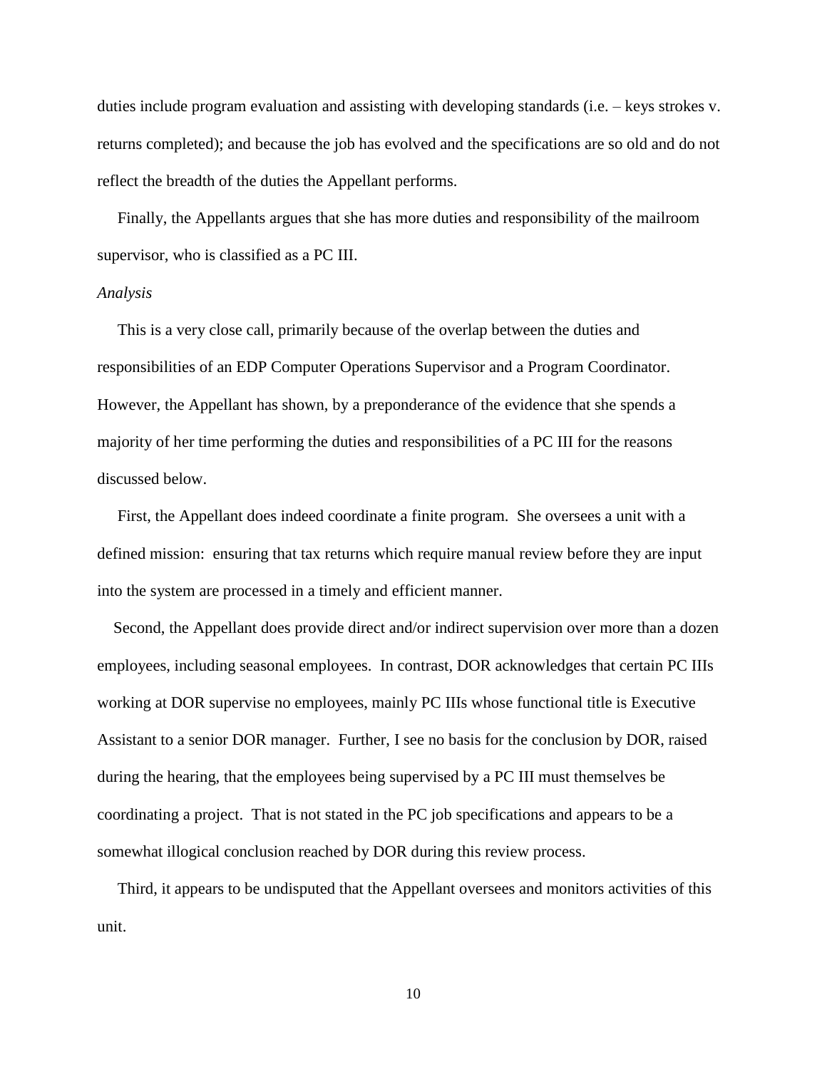duties include program evaluation and assisting with developing standards (i.e. – keys strokes v. returns completed); and because the job has evolved and the specifications are so old and do not reflect the breadth of the duties the Appellant performs.

Finally, the Appellants argues that she has more duties and responsibility of the mailroom supervisor, who is classified as a PC III.

*Analysis*

This is a very close call, primarily because of the overlap between the duties and responsibilities of an EDP Computer Operations Supervisor and a Program Coordinator. However, the Appellant has shown, by a preponderance of the evidence that she spends a majority of her time performing the duties and responsibilities of a PC III for the reasons discussed below.

First, the Appellant does indeed coordinate a finite program. She oversees a unit with a defined mission: ensuring that tax returns which require manual review before they are input into the system are processed in a timely and efficient manner.

Second, the Appellant does provide direct and/or indirect supervision over more than a dozen employees, including seasonal employees. In contrast, DOR acknowledges that certain PC IIIs working at DOR supervise no employees, mainly PC IIIs whose functional title is Executive Assistant to a senior DOR manager. Further, I see no basis for the conclusion by DOR, raised during the hearing, that the employees being supervised by a PC III must themselves be coordinating a project. That is not stated in the PC job specifications and appears to be a somewhat illogical conclusion reached by DOR during this review process.

Third, it appears to be undisputed that the Appellant oversees and monitors activities of this unit.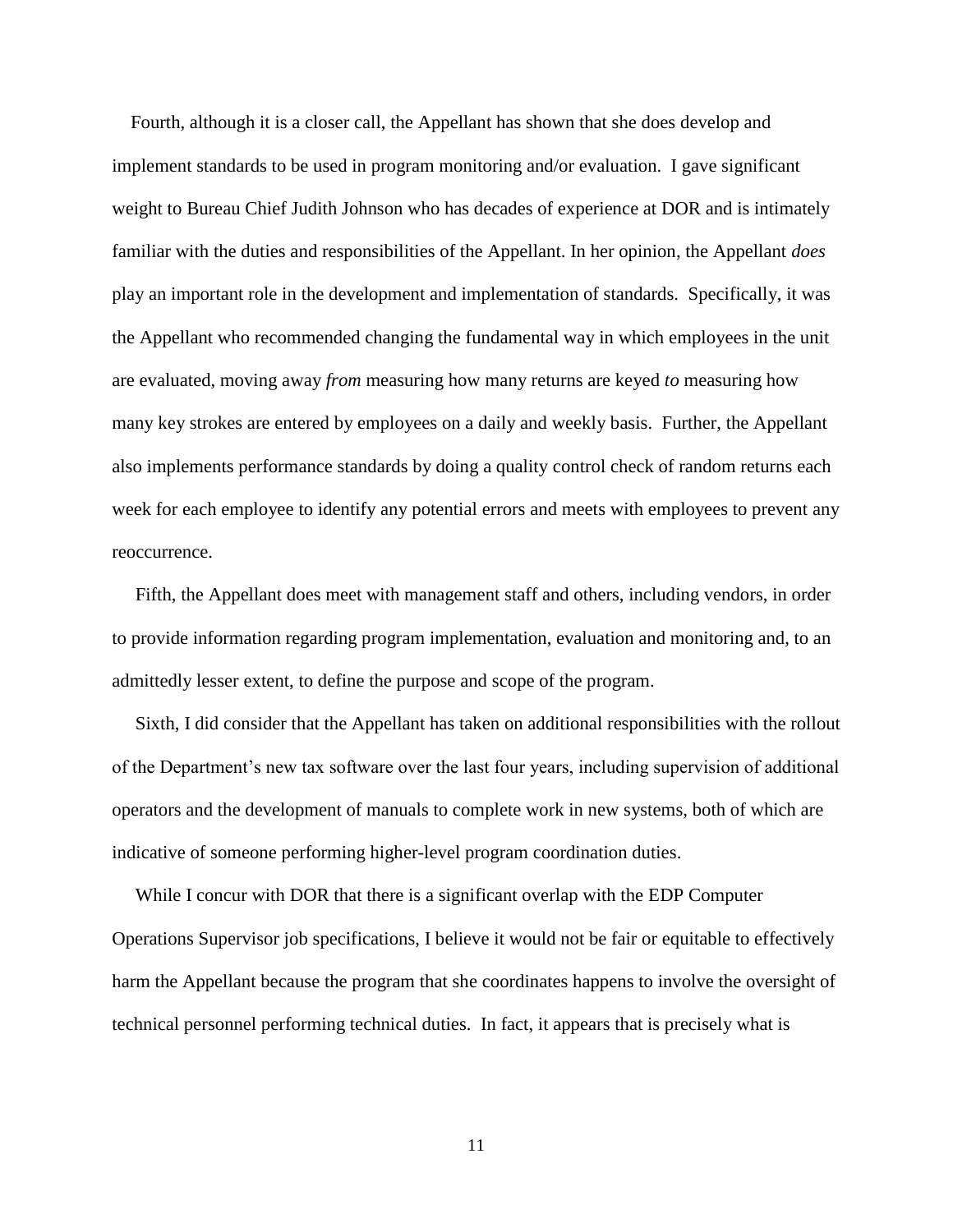Fourth, although it is a closer call, the Appellant has shown that she does develop and implement standards to be used in program monitoring and/or evaluation. I gave significant weight to Bureau Chief Judith Johnson who has decades of experience at DOR and is intimately familiar with the duties and responsibilities of the Appellant. In her opinion, the Appellant *does* play an important role in the development and implementation of standards. Specifically, it was the Appellant who recommended changing the fundamental way in which employees in the unit are evaluated, moving away *from* measuring how many returns are keyed *to* measuring how many key strokes are entered by employees on a daily and weekly basis. Further, the Appellant also implements performance standards by doing a quality control check of random returns each week for each employee to identify any potential errors and meets with employees to prevent any reoccurrence.

Fifth, the Appellant does meet with management staff and others, including vendors, in order to provide information regarding program implementation, evaluation and monitoring and, to an admittedly lesser extent, to define the purpose and scope of the program.

Sixth, I did consider that the Appellant has taken on additional responsibilities with the rollout of the Department's new tax software over the last four years, including supervision of additional operators and the development of manuals to complete work in new systems, both of which are indicative of someone performing higher-level program coordination duties.

While I concur with DOR that there is a significant overlap with the EDP Computer Operations Supervisor job specifications, I believe it would not be fair or equitable to effectively harm the Appellant because the program that she coordinates happens to involve the oversight of technical personnel performing technical duties. In fact, it appears that is precisely what is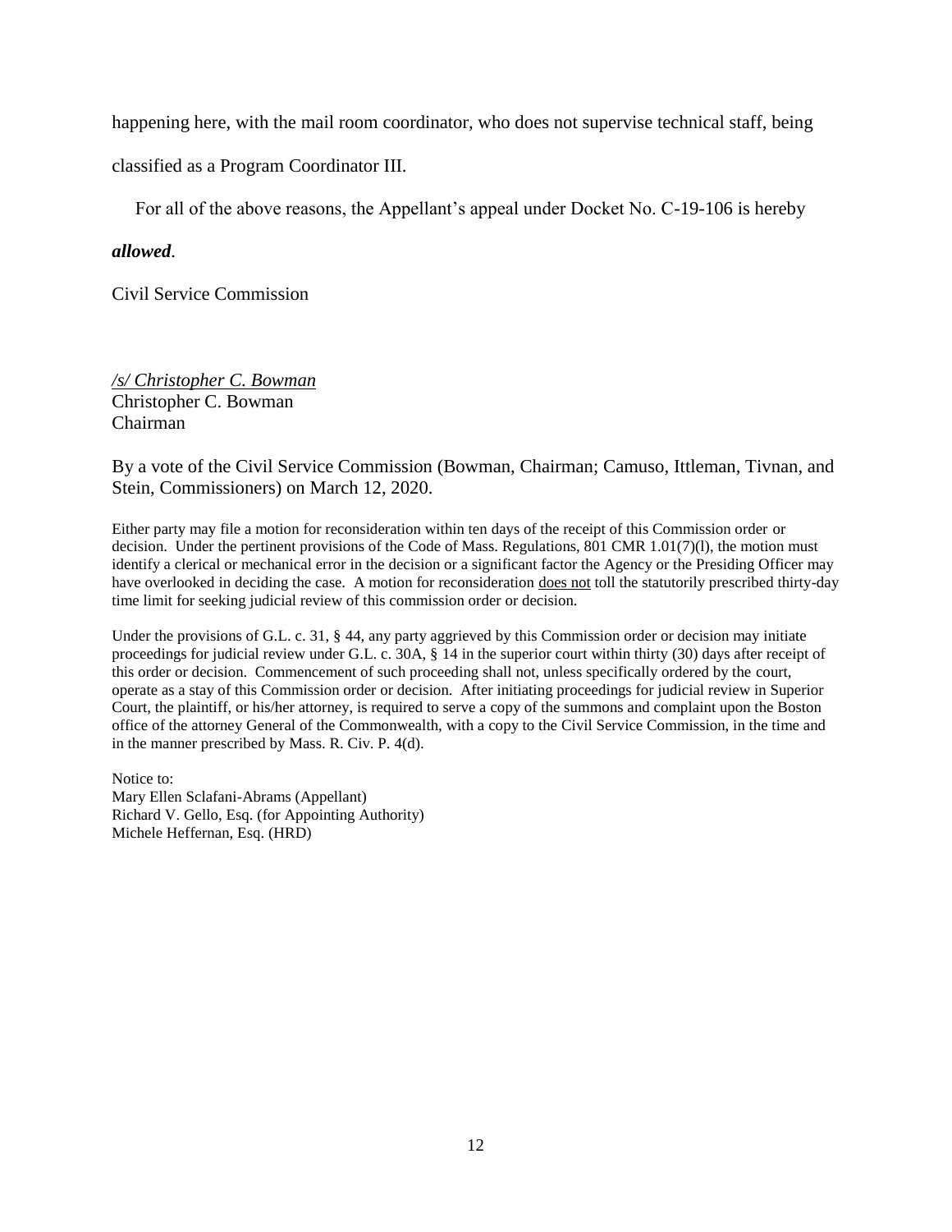happening here, with the mail room coordinator, who does not supervise technical staff, being classified as a Program Coordinator III.

For all of the above reasons, the Appellant's appeal under Docket No. C-19-106 is hereby ***allowed***.

Civil Service Commission

*/s/ Christopher C. Bowman*
Christopher C. Bowman
Chairman

By a vote of the Civil Service Commission (Bowman, Chairman; Camuso, Ittleman, Tivnan, and Stein, Commissioners) on March 12, 2020.

Either party may file a motion for reconsideration within ten days of the receipt of this Commission order or decision. Under the pertinent provisions of the Code of Mass. Regulations, 801 CMR 1.01(7)(l), the motion must identify a clerical or mechanical error in the decision or a significant factor the Agency or the Presiding Officer may have overlooked in deciding the case. A motion for reconsideration does not toll the statutorily prescribed thirty-day time limit for seeking judicial review of this commission order or decision.

Under the provisions of G.L. c. 31, § 44, any party aggrieved by this Commission order or decision may initiate proceedings for judicial review under G.L. c. 30A, § 14 in the superior court within thirty (30) days after receipt of this order or decision. Commencement of such proceeding shall not, unless specifically ordered by the court, operate as a stay of this Commission order or decision. After initiating proceedings for judicial review in Superior Court, the plaintiff, or his/her attorney, is required to serve a copy of the summons and complaint upon the Boston office of the attorney General of the Commonwealth, with a copy to the Civil Service Commission, in the time and in the manner prescribed by Mass. R. Civ. P. 4(d).

Notice to:
Mary Ellen Sclafani-Abrams (Appellant)
Richard V. Gello, Esq. (for Appointing Authority)
Michele Heffernan, Esq. (HRD)